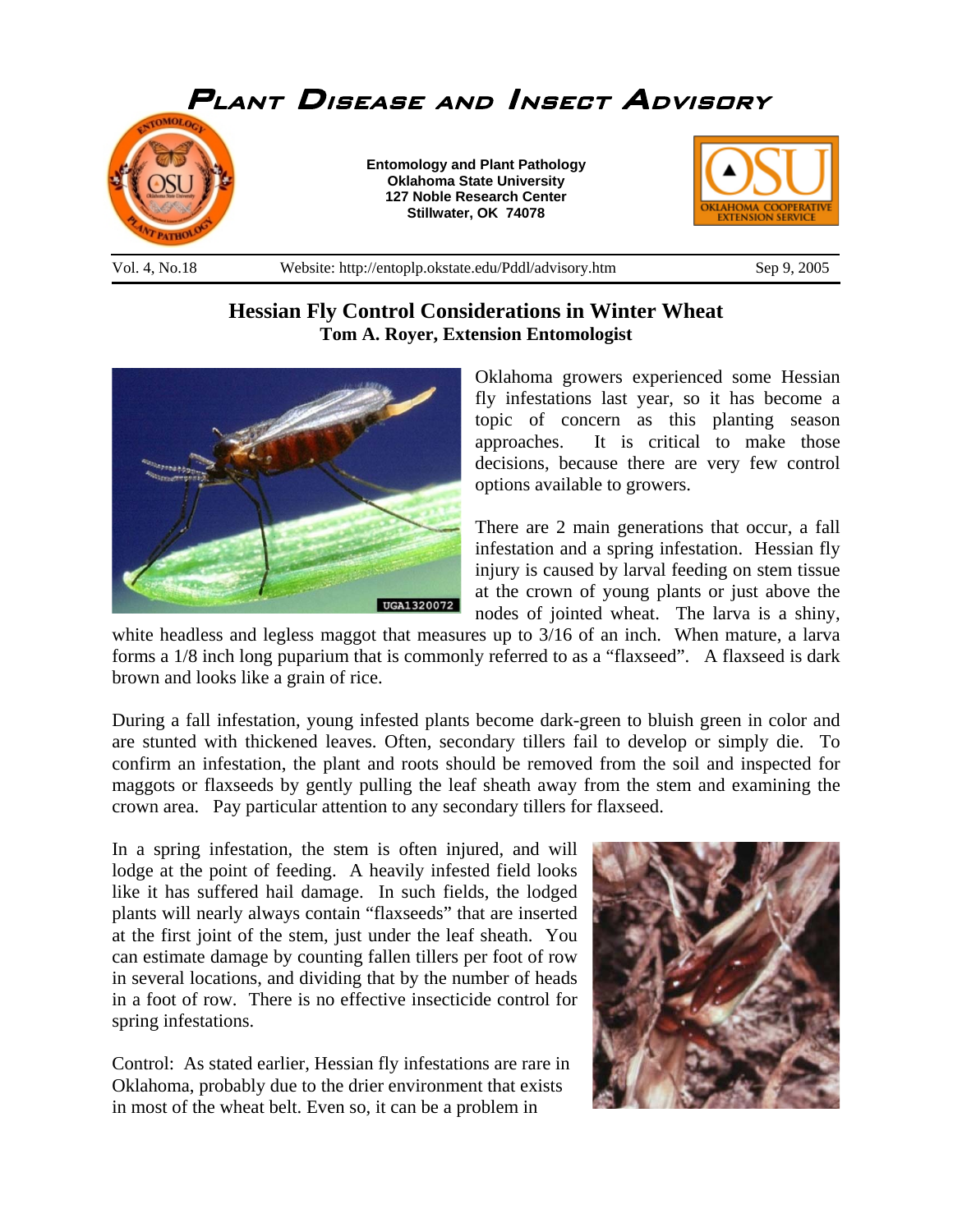# Plant Disease and Insect Advisory

**Entomology and Plant Pathology**
**Oklahoma State University**
**127 Noble Research Center**
**Stillwater, OK 74078**

Vol. 4, No.18 | Website: http://entoplp.okstate.edu/Pddl/advisory.htm | Sep 9, 2005

## Hessian Fly Control Considerations in Winter Wheat

**Tom A. Royer, Extension Entomologist**

Oklahoma growers experienced some Hessian fly infestations last year, so it has become a topic of concern as this planting season approaches. It is critical to make those decisions, because there are very few control options available to growers.

There are 2 main generations that occur, a fall infestation and a spring infestation. Hessian fly injury is caused by larval feeding on stem tissue at the crown of young plants or just above the nodes of jointed wheat. The larva is a shiny, white headless and legless maggot that measures up to 3/16 of an inch. When mature, a larva forms a 1/8 inch long puparium that is commonly referred to as a "flaxseed". A flaxseed is dark brown and looks like a grain of rice.

During a fall infestation, young infested plants become dark-green to bluish green in color and are stunted with thickened leaves. Often, secondary tillers fail to develop or simply die. To confirm an infestation, the plant and roots should be removed from the soil and inspected for maggots or flaxseeds by gently pulling the leaf sheath away from the stem and examining the crown area. Pay particular attention to any secondary tillers for flaxseed.

In a spring infestation, the stem is often injured, and will lodge at the point of feeding. A heavily infested field looks like it has suffered hail damage. In such fields, the lodged plants will nearly always contain "flaxseeds" that are inserted at the first joint of the stem, just under the leaf sheath. You can estimate damage by counting fallen tillers per foot of row in several locations, and dividing that by the number of heads in a foot of row. There is no effective insecticide control for spring infestations.

Control: As stated earlier, Hessian fly infestations are rare in Oklahoma, probably due to the drier environment that exists in most of the wheat belt. Even so, it can be a problem in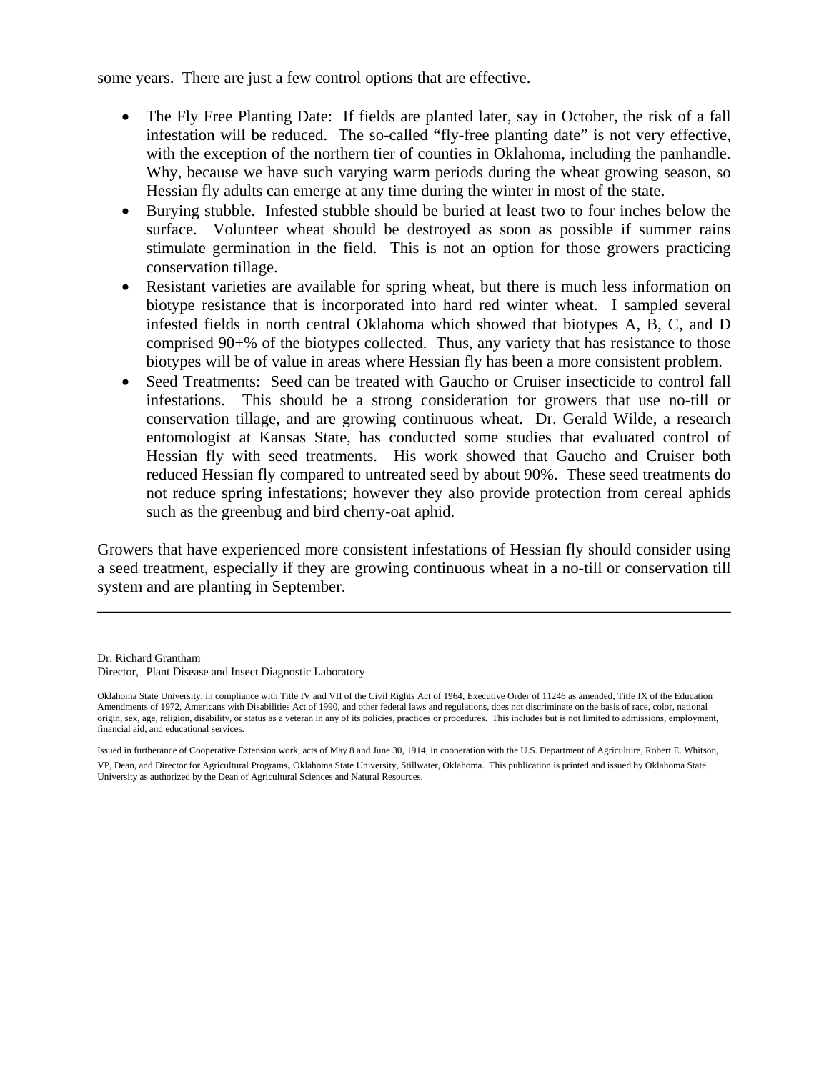some years. There are just a few control options that are effective.

- The Fly Free Planting Date: If fields are planted later, say in October, the risk of a fall infestation will be reduced. The so-called "fly-free planting date" is not very effective, with the exception of the northern tier of counties in Oklahoma, including the panhandle. Why, because we have such varying warm periods during the wheat growing season, so Hessian fly adults can emerge at any time during the winter in most of the state.
- Burying stubble. Infested stubble should be buried at least two to four inches below the surface. Volunteer wheat should be destroyed as soon as possible if summer rains stimulate germination in the field. This is not an option for those growers practicing conservation tillage.
- Resistant varieties are available for spring wheat, but there is much less information on biotype resistance that is incorporated into hard red winter wheat. I sampled several infested fields in north central Oklahoma which showed that biotypes A, B, C, and D comprised 90+% of the biotypes collected. Thus, any variety that has resistance to those biotypes will be of value in areas where Hessian fly has been a more consistent problem.
- Seed Treatments: Seed can be treated with Gaucho or Cruiser insecticide to control fall infestations. This should be a strong consideration for growers that use no-till or conservation tillage, and are growing continuous wheat. Dr. Gerald Wilde, a research entomologist at Kansas State, has conducted some studies that evaluated control of Hessian fly with seed treatments. His work showed that Gaucho and Cruiser both reduced Hessian fly compared to untreated seed by about 90%. These seed treatments do not reduce spring infestations; however they also provide protection from cereal aphids such as the greenbug and bird cherry-oat aphid.

Growers that have experienced more consistent infestations of Hessian fly should consider using a seed treatment, especially if they are growing continuous wheat in a no-till or conservation till system and are planting in September.

---

Dr. Richard Grantham
Director, Plant Disease and Insect Diagnostic Laboratory

Oklahoma State University, in compliance with Title IV and VII of the Civil Rights Act of 1964, Executive Order of 11246 as amended, Title IX of the Education Amendments of 1972, Americans with Disabilities Act of 1990, and other federal laws and regulations, does not discriminate on the basis of race, color, national origin, sex, age, religion, disability, or status as a veteran in any of its policies, practices or procedures. This includes but is not limited to admissions, employment, financial aid, and educational services.

Issued in furtherance of Cooperative Extension work, acts of May 8 and June 30, 1914, in cooperation with the U.S. Department of Agriculture, Robert E. Whitson, VP, Dean, and Director for Agricultural Programs, Oklahoma State University, Stillwater, Oklahoma. This publication is printed and issued by Oklahoma State University as authorized by the Dean of Agricultural Sciences and Natural Resources.